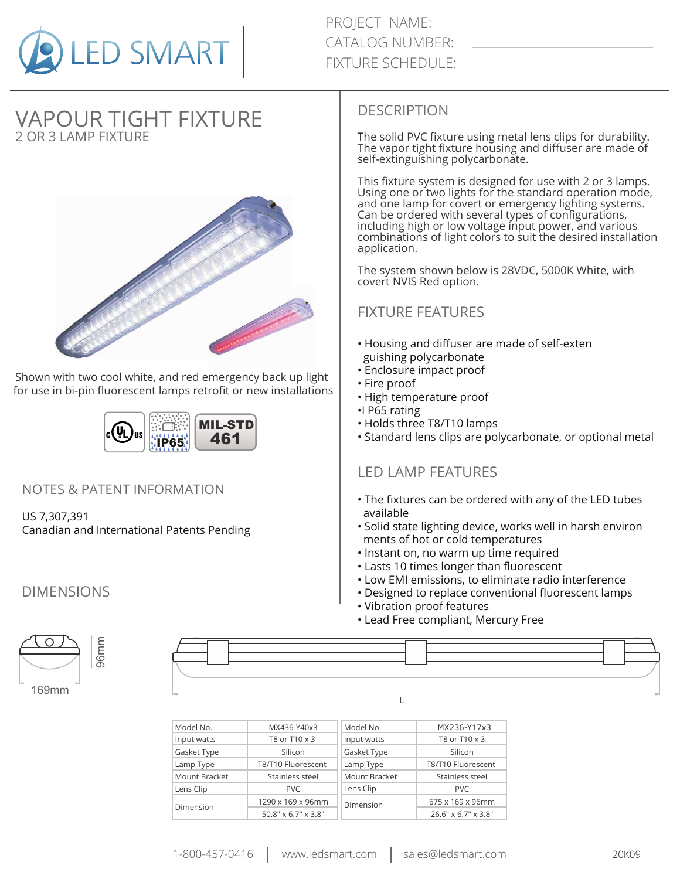LED SMART

PROJECT NAME:
CATALOG NUMBER:
FIXTURE SCHEDULE:

# VAPOUR TIGHT FIXTURE

## 2 OR 3 LAMP FIXTURE

Shown with two cool white, and red emergency back up light for use in bi-pin fluorescent lamps retrofit or new installations

cULus  IP65  MIL-STD 461

## NOTES & PATENT INFORMATION

US 7,307,391
Canadian and International Patents Pending

## DIMENSIONS

96mm
169mm
L

## DESCRIPTION

The solid PVC fixture using metal lens clips for durability. The vapor tight fixture housing and diffuser are made of self-extinguishing polycarbonate.

This fixture system is designed for use with 2 or 3 lamps. Using one or two lights for the standard operation mode, and one lamp for covert or emergency lighting systems. Can be ordered with several types of configurations, including high or low voltage input power, and various combinations of light colors to suit the desired installation application.

The system shown below is 28VDC, 5000K White, with covert NVIS Red option.

## FIXTURE FEATURES

- Housing and diffuser are made of self-exten guishing polycarbonate
- Enclosure impact proof
- Fire proof
- High temperature proof
- I P65 rating
- Holds three T8/T10 lamps
- Standard lens clips are polycarbonate, or optional metal

## LED LAMP FEATURES

- The fixtures can be ordered with any of the LED tubes available
- Solid state lighting device, works well in harsh environ ments of hot or cold temperatures
- Instant on, no warm up time required
- Lasts 10 times longer than fluorescent
- Low EMI emissions, to eliminate radio interference
- Designed to replace conventional fluorescent lamps
- Vibration proof features
- Lead Free compliant, Mercury Free

| Model No. | MX436-Y40x3 |
|---|---|
| Input watts | T8 or T10 x 3 |
| Gasket Type | Silicon |
| Lamp Type | T8/T10 Fluorescent |
| Mount Bracket | Stainless steel |
| Lens Clip | PVC |
| Dimension | 1290 x 169 x 96mm |
| | 50.8" x 6.7" x 3.8" |

| Model No. | MX236-Y17x3 |
|---|---|
| Input watts | T8 or T10 x 3 |
| Gasket Type | Silicon |
| Lamp Type | T8/T10 Fluorescent |
| Mount Bracket | Stainless steel |
| Lens Clip | PVC |
| Dimension | 675 x 169 x 96mm |
| | 26.6" x 6.7" x 3.8" |

1-800-457-0416 | www.ledsmart.com | sales@ledsmart.com

20K09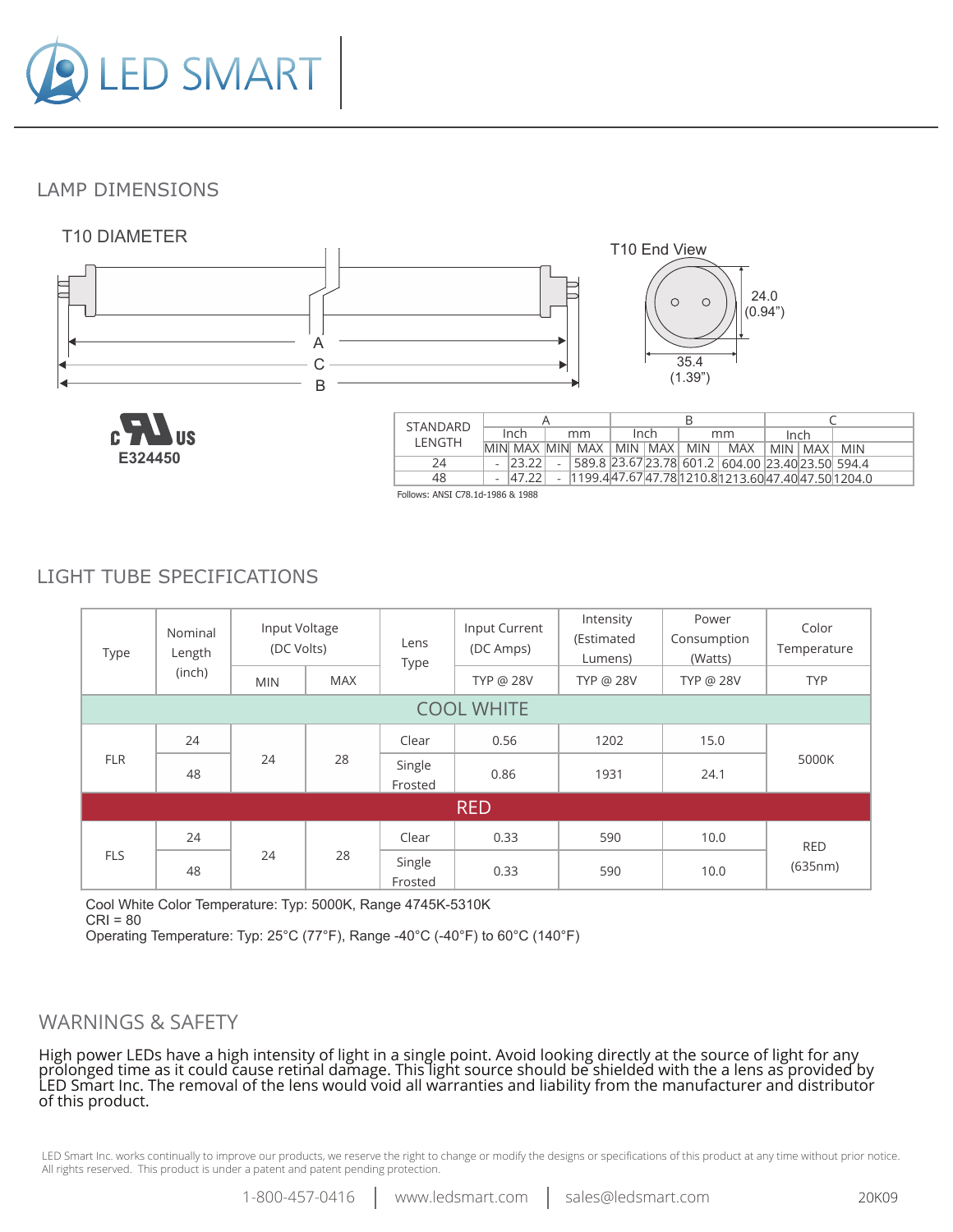## LAMP DIMENSIONS

T10 DIAMETER

A

C

B

T10 End View

24.0
(0.94")

35.4
(1.39")

E324450

| STANDARD LENGTH | A | | | | B | | | | C | | |
|---|---|---|---|---|---|---|---|---|---|---|---|
| | Inch | | mm | | Inch | | mm | | Inch | | |
| | MIN | MAX | MIN | MAX | MIN | MAX | MIN | MAX | MIN | MAX | MIN |
| 24 | - | 23.22 | - | 589.8 | 23.67 | 23.78 | 601.2 | 604.00 | 23.40 | 23.50 | 594.4 |
| 48 | - | 47.22 | - | 1199.4 | 47.67 | 47.78 | 1210.8 | 1213.60 | 47.40 | 47.50 | 1204.0 |

Follows: ANSI C78.1d-1986 & 1988

## LIGHT TUBE SPECIFICATIONS

| Type | Nominal Length (inch) | Input Voltage (DC Volts) | | Lens Type | Input Current (DC Amps) | Intensity (Estimated Lumens) | Power Consumption (Watts) | Color Temperature |
|---|---|---|---|---|---|---|---|---|
| | | MIN | MAX | | TYP @ 28V | TYP @ 28V | TYP @ 28V | TYP |
| COOL WHITE | | | | | | | | |
| FLR | 24 | 24 | 28 | Clear | 0.56 | 1202 | 15.0 | 5000K |
| | 48 | | | Single Frosted | 0.86 | 1931 | 24.1 | |
| RED | | | | | | | | |
| FLS | 24 | 24 | 28 | Clear | 0.33 | 590 | 10.0 | RED (635nm) |
| | 48 | | | Single Frosted | 0.33 | 590 | 10.0 | |

Cool White Color Temperature: Typ: 5000K, Range 4745K-5310K
CRI = 80
Operating Temperature: Typ: 25°C (77°F), Range -40°C (-40°F) to 60°C (140°F)

## WARNINGS & SAFETY

High power LEDs have a high intensity of light in a single point. Avoid looking directly at the source of light for any prolonged time as it could cause retinal damage. This light source should be shielded with the a lens as provided by LED Smart Inc. The removal of the lens would void all warranties and liability from the manufacturer and distributor of this product.

LED Smart Inc. works continually to improve our products, we reserve the right to change or modify the designs or specifications of this product at any time without prior notice. All rights reserved. This product is under a patent and patent pending protection.

1-800-457-0416 | www.ledsmart.com | sales@ledsmart.com 20K09